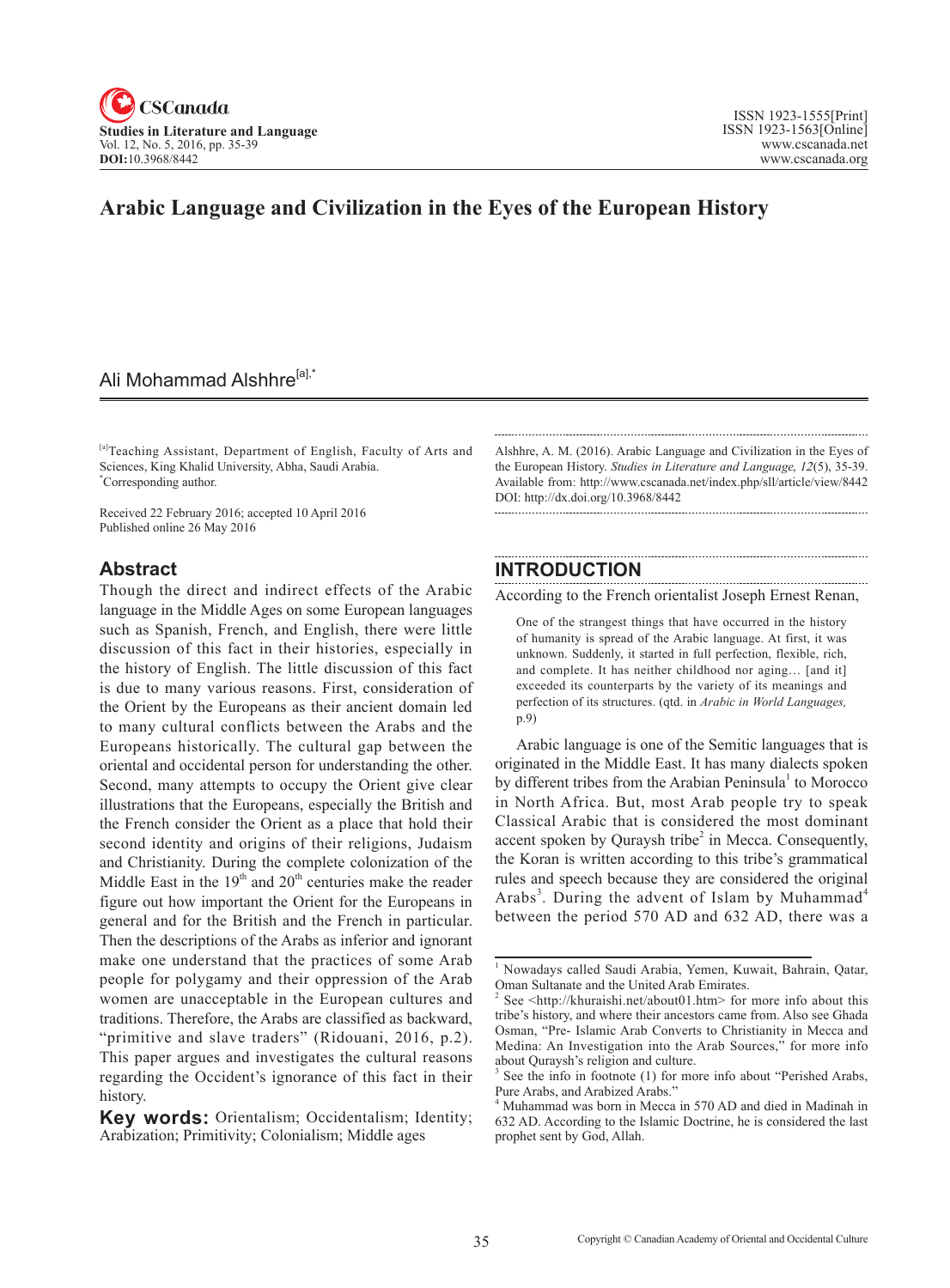# Arabic Language and Civilization in the Eyes of the European History

## Ali Mohammad Alshhre[a],*

[a]Teaching Assistant, Department of English, Faculty of Arts and Sciences, King Khalid University, Abha, Saudi Arabia.
*Corresponding author.

Received 22 February 2016; accepted 10 April 2016
Published online 26 May 2016

Alshhre, A. M. (2016). Arabic Language and Civilization in the Eyes of the European History. *Studies in Literature and Language, 12*(5), 35-39. Available from: http://www.cscanada.net/index.php/sll/article/view/8442
DOI: http://dx.doi.org/10.3968/8442

## Abstract

Though the direct and indirect effects of the Arabic language in the Middle Ages on some European languages such as Spanish, French, and English, there were little discussion of this fact in their histories, especially in the history of English. The little discussion of this fact is due to many various reasons. First, consideration of the Orient by the Europeans as their ancient domain led to many cultural conflicts between the Arabs and the Europeans historically. The cultural gap between the oriental and occidental person for understanding the other. Second, many attempts to occupy the Orient give clear illustrations that the Europeans, especially the British and the French consider the Orient as a place that hold their second identity and origins of their religions, Judaism and Christianity. During the complete colonization of the Middle East in the 19th and 20th centuries make the reader figure out how important the Orient for the Europeans in general and for the British and the French in particular. Then the descriptions of the Arabs as inferior and ignorant make one understand that the practices of some Arab people for polygamy and their oppression of the Arab women are unacceptable in the European cultures and traditions. Therefore, the Arabs are classified as backward, "primitive and slave traders" (Ridouani, 2016, p.2). This paper argues and investigates the cultural reasons regarding the Occident's ignorance of this fact in their history.

**Key words:** Orientalism; Occidentalism; Identity; Arabization; Primitivity; Colonialism; Middle ages

## INTRODUCTION

According to the French orientalist Joseph Ernest Renan,

> One of the strangest things that have occurred in the history of humanity is spread of the Arabic language. At first, it was unknown. Suddenly, it started in full perfection, flexible, rich, and complete. It has neither childhood nor aging… [and it] exceeded its counterparts by the variety of its meanings and perfection of its structures. (qtd. in *Arabic in World Languages,* p.9)

Arabic language is one of the Semitic languages that is originated in the Middle East. It has many dialects spoken by different tribes from the Arabian Peninsula[1] to Morocco in North Africa. But, most Arab people try to speak Classical Arabic that is considered the most dominant accent spoken by Quraysh tribe[2] in Mecca. Consequently, the Koran is written according to this tribe's grammatical rules and speech because they are considered the original Arabs[3]. During the advent of Islam by Muhammad[4] between the period 570 AD and 632 AD, there was a

---

[1] Nowadays called Saudi Arabia, Yemen, Kuwait, Bahrain, Qatar, Oman Sultanate and the United Arab Emirates.

[2] See <http://khuraishi.net/about01.htm> for more info about this tribe's history, and where their ancestors came from. Also see Ghada Osman, "Pre- Islamic Arab Converts to Christianity in Mecca and Medina: An Investigation into the Arab Sources," for more info about Quraysh's religion and culture.

[3] See the info in footnote (1) for more info about "Perished Arabs, Pure Arabs, and Arabized Arabs."

[4] Muhammad was born in Mecca in 570 AD and died in Madinah in 632 AD. According to the Islamic Doctrine, he is considered the last prophet sent by God, Allah.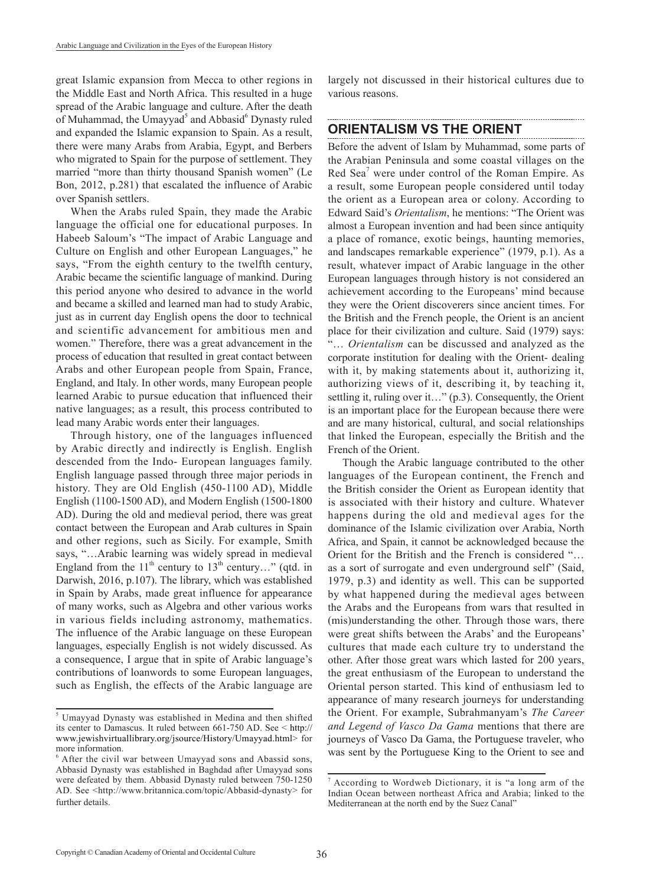great Islamic expansion from Mecca to other regions in the Middle East and North Africa. This resulted in a huge spread of the Arabic language and culture. After the death of Muhammad, the Umayyad[5] and Abbasid[6] Dynasty ruled and expanded the Islamic expansion to Spain. As a result, there were many Arabs from Arabia, Egypt, and Berbers who migrated to Spain for the purpose of settlement. They married "more than thirty thousand Spanish women" (Le Bon, 2012, p.281) that escalated the influence of Arabic over Spanish settlers.

When the Arabs ruled Spain, they made the Arabic language the official one for educational purposes. In Habeeb Saloum's "The impact of Arabic Language and Culture on English and other European Languages," he says, "From the eighth century to the twelfth century, Arabic became the scientific language of mankind. During this period anyone who desired to advance in the world and became a skilled and learned man had to study Arabic, just as in current day English opens the door to technical and scientific advancement for ambitious men and women." Therefore, there was a great advancement in the process of education that resulted in great contact between Arabs and other European people from Spain, France, England, and Italy. In other words, many European people learned Arabic to pursue education that influenced their native languages; as a result, this process contributed to lead many Arabic words enter their languages.

Through history, one of the languages influenced by Arabic directly and indirectly is English. English descended from the Indo- European languages family. English language passed through three major periods in history. They are Old English (450-1100 AD), Middle English (1100-1500 AD), and Modern English (1500-1800 AD). During the old and medieval period, there was great contact between the European and Arab cultures in Spain and other regions, such as Sicily. For example, Smith says, "…Arabic learning was widely spread in medieval England from the 11th century to 13th century…" (qtd. in Darwish, 2016, p.107). The library, which was established in Spain by Arabs, made great influence for appearance of many works, such as Algebra and other various works in various fields including astronomy, mathematics. The influence of the Arabic language on these European languages, especially English is not widely discussed. As a consequence, I argue that in spite of Arabic language's contributions of loanwords to some European languages, such as English, the effects of the Arabic language are largely not discussed in their historical cultures due to various reasons.

## ORIENTALISM VS THE ORIENT

Before the advent of Islam by Muhammad, some parts of the Arabian Peninsula and some coastal villages on the Red Sea[7] were under control of the Roman Empire. As a result, some European people considered until today the orient as a European area or colony. According to Edward Said's *Orientalism*, he mentions: "The Orient was almost a European invention and had been since antiquity a place of romance, exotic beings, haunting memories, and landscapes remarkable experience" (1979, p.1). As a result, whatever impact of Arabic language in the other European languages through history is not considered an achievement according to the Europeans' mind because they were the Orient discoverers since ancient times. For the British and the French people, the Orient is an ancient place for their civilization and culture. Said (1979) says: "… *Orientalism* can be discussed and analyzed as the corporate institution for dealing with the Orient- dealing with it, by making statements about it, authorizing it, authorizing views of it, describing it, by teaching it, settling it, ruling over it…" (p.3). Consequently, the Orient is an important place for the European because there were and are many historical, cultural, and social relationships that linked the European, especially the British and the French of the Orient.

Though the Arabic language contributed to the other languages of the European continent, the French and the British consider the Orient as European identity that is associated with their history and culture. Whatever happens during the old and medieval ages for the dominance of the Islamic civilization over Arabia, North Africa, and Spain, it cannot be acknowledged because the Orient for the British and the French is considered "… as a sort of surrogate and even underground self" (Said, 1979, p.3) and identity as well. This can be supported by what happened during the medieval ages between the Arabs and the Europeans from wars that resulted in (mis)understanding the other. Through those wars, there were great shifts between the Arabs' and the Europeans' cultures that made each culture try to understand the other. After those great wars which lasted for 200 years, the great enthusiasm of the European to understand the Oriental person started. This kind of enthusiasm led to appearance of many research journeys for understanding the Orient. For example, Subrahmanyam's *The Career and Legend of Vasco Da Gama* mentions that there are journeys of Vasco Da Gama, the Portuguese traveler, who was sent by the Portuguese King to the Orient to see and

---

[5] Umayyad Dynasty was established in Medina and then shifted its center to Damascus. It ruled between 661-750 AD. See < http://www.jewishvirtuallibrary.org/jsource/History/Umayyad.html> for more information.

[6] After the civil war between Umayyad sons and Abassid sons, Abbasid Dynasty was established in Baghdad after Umayyad sons were defeated by them. Abbasid Dynasty ruled between 750-1250 AD. See <http://www.britannica.com/topic/Abbasid-dynasty> for further details.

[7] According to Wordweb Dictionary, it is "a long arm of the Indian Ocean between northeast Africa and Arabia; linked to the Mediterranean at the north end by the Suez Canal"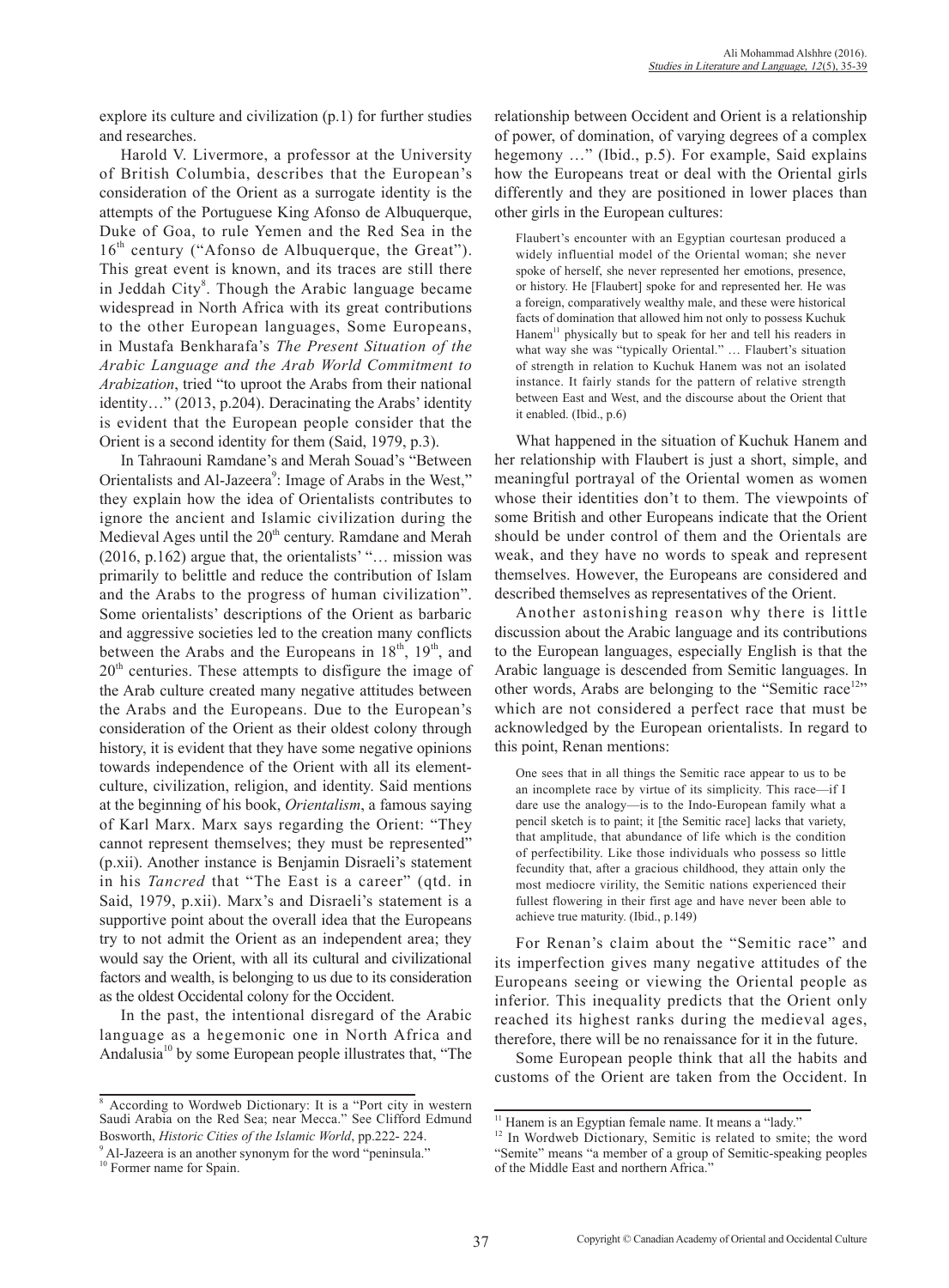explore its culture and civilization (p.1) for further studies and researches.

Harold V. Livermore, a professor at the University of British Columbia, describes that the European's consideration of the Orient as a surrogate identity is the attempts of the Portuguese King Afonso de Albuquerque, Duke of Goa, to rule Yemen and the Red Sea in the 16th century ("Afonso de Albuquerque, the Great"). This great event is known, and its traces are still there in Jeddah City[8]. Though the Arabic language became widespread in North Africa with its great contributions to the other European languages, Some Europeans, in Mustafa Benkharafa's *The Present Situation of the Arabic Language and the Arab World Commitment to Arabization*, tried "to uproot the Arabs from their national identity…" (2013, p.204). Deracinating the Arabs' identity is evident that the European people consider that the Orient is a second identity for them (Said, 1979, p.3).

In Tahraouni Ramdane's and Merah Souad's "Between Orientalists and Al-Jazeera[9]: Image of Arabs in the West," they explain how the idea of Orientalists contributes to ignore the ancient and Islamic civilization during the Medieval Ages until the 20th century. Ramdane and Merah (2016, p.162) argue that, the orientalists' "… mission was primarily to belittle and reduce the contribution of Islam and the Arabs to the progress of human civilization". Some orientalists' descriptions of the Orient as barbaric and aggressive societies led to the creation many conflicts between the Arabs and the Europeans in 18th, 19th, and 20th centuries. These attempts to disfigure the image of the Arab culture created many negative attitudes between the Arabs and the Europeans. Due to the European's consideration of the Orient as their oldest colony through history, it is evident that they have some negative opinions towards independence of the Orient with all its element-culture, civilization, religion, and identity. Said mentions at the beginning of his book, *Orientalism*, a famous saying of Karl Marx. Marx says regarding the Orient: "They cannot represent themselves; they must be represented" (p.xii). Another instance is Benjamin Disraeli's statement in his *Tancred* that "The East is a career" (qtd. in Said, 1979, p.xii). Marx's and Disraeli's statement is a supportive point about the overall idea that the Europeans try to not admit the Orient as an independent area; they would say the Orient, with all its cultural and civilizational factors and wealth, is belonging to us due to its consideration as the oldest Occidental colony for the Occident.

In the past, the intentional disregard of the Arabic language as a hegemonic one in North Africa and Andalusia[10] by some European people illustrates that, "The relationship between Occident and Orient is a relationship of power, of domination, of varying degrees of a complex hegemony …" (Ibid., p.5). For example, Said explains how the Europeans treat or deal with the Oriental girls differently and they are positioned in lower places than other girls in the European cultures:

> Flaubert's encounter with an Egyptian courtesan produced a widely influential model of the Oriental woman; she never spoke of herself, she never represented her emotions, presence, or history. He [Flaubert] spoke for and represented her. He was a foreign, comparatively wealthy male, and these were historical facts of domination that allowed him not only to possess Kuchuk Hanem[11] physically but to speak for her and tell his readers in what way she was "typically Oriental." … Flaubert's situation of strength in relation to Kuchuk Hanem was not an isolated instance. It fairly stands for the pattern of relative strength between East and West, and the discourse about the Orient that it enabled. (Ibid., p.6)

What happened in the situation of Kuchuk Hanem and her relationship with Flaubert is just a short, simple, and meaningful portrayal of the Oriental women as women whose their identities don't to them. The viewpoints of some British and other Europeans indicate that the Orient should be under control of them and the Orientals are weak, and they have no words to speak and represent themselves. However, the Europeans are considered and described themselves as representatives of the Orient.

Another astonishing reason why there is little discussion about the Arabic language and its contributions to the European languages, especially English is that the Arabic language is descended from Semitic languages. In other words, Arabs are belonging to the "Semitic race[12]" which are not considered a perfect race that must be acknowledged by the European orientalists. In regard to this point, Renan mentions:

> One sees that in all things the Semitic race appear to us to be an incomplete race by virtue of its simplicity. This race—if I dare use the analogy—is to the Indo-European family what a pencil sketch is to paint; it [the Semitic race] lacks that variety, that amplitude, that abundance of life which is the condition of perfectibility. Like those individuals who possess so little fecundity that, after a gracious childhood, they attain only the most mediocre virility, the Semitic nations experienced their fullest flowering in their first age and have never been able to achieve true maturity. (Ibid., p.149)

For Renan's claim about the "Semitic race" and its imperfection gives many negative attitudes of the Europeans seeing or viewing the Oriental people as inferior. This inequality predicts that the Orient only reached its highest ranks during the medieval ages, therefore, there will be no renaissance for it in the future.

Some European people think that all the habits and customs of the Orient are taken from the Occident. In

---

[8] According to Wordweb Dictionary: It is a "Port city in western Saudi Arabia on the Red Sea; near Mecca." See Clifford Edmund Bosworth, *Historic Cities of the Islamic World*, pp.222- 224.

[9] Al-Jazeera is an another synonym for the word "peninsula."

[10] Former name for Spain.

[11] Hanem is an Egyptian female name. It means a "lady."

[12] In Wordweb Dictionary, Semitic is related to smite; the word "Semite" means "a member of a group of Semitic-speaking peoples of the Middle East and northern Africa."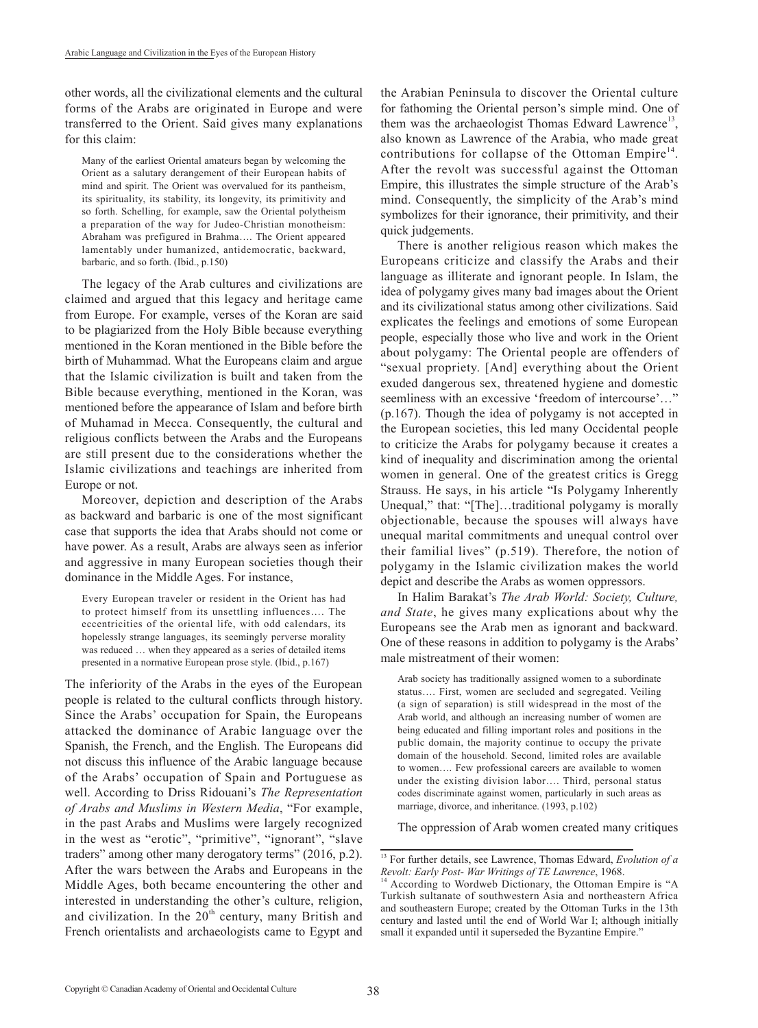other words, all the civilizational elements and the cultural forms of the Arabs are originated in Europe and were transferred to the Orient. Said gives many explanations for this claim:

> Many of the earliest Oriental amateurs began by welcoming the Orient as a salutary derangement of their European habits of mind and spirit. The Orient was overvalued for its pantheism, its spirituality, its stability, its longevity, its primitivity and so forth. Schelling, for example, saw the Oriental polytheism a preparation of the way for Judeo-Christian monotheism: Abraham was prefigured in Brahma…. The Orient appeared lamentably under humanized, antidemocratic, backward, barbaric, and so forth. (Ibid., p.150)

The legacy of the Arab cultures and civilizations are claimed and argued that this legacy and heritage came from Europe. For example, verses of the Koran are said to be plagiarized from the Holy Bible because everything mentioned in the Koran mentioned in the Bible before the birth of Muhammad. What the Europeans claim and argue that the Islamic civilization is built and taken from the Bible because everything, mentioned in the Koran, was mentioned before the appearance of Islam and before birth of Muhamad in Mecca. Consequently, the cultural and religious conflicts between the Arabs and the Europeans are still present due to the considerations whether the Islamic civilizations and teachings are inherited from Europe or not.

Moreover, depiction and description of the Arabs as backward and barbaric is one of the most significant case that supports the idea that Arabs should not come or have power. As a result, Arabs are always seen as inferior and aggressive in many European societies though their dominance in the Middle Ages. For instance,

> Every European traveler or resident in the Orient has had to protect himself from its unsettling influences…. The eccentricities of the oriental life, with odd calendars, its hopelessly strange languages, its seemingly perverse morality was reduced … when they appeared as a series of detailed items presented in a normative European prose style. (Ibid., p.167)

The inferiority of the Arabs in the eyes of the European people is related to the cultural conflicts through history. Since the Arabs' occupation for Spain, the Europeans attacked the dominance of Arabic language over the Spanish, the French, and the English. The Europeans did not discuss this influence of the Arabic language because of the Arabs' occupation of Spain and Portuguese as well. According to Driss Ridouani's *The Representation of Arabs and Muslims in Western Media*, "For example, in the past Arabs and Muslims were largely recognized in the west as "erotic", "primitive", "ignorant", "slave traders" among other many derogatory terms" (2016, p.2). After the wars between the Arabs and Europeans in the Middle Ages, both became encountering the other and interested in understanding the other's culture, religion, and civilization. In the 20th century, many British and French orientalists and archaeologists came to Egypt and the Arabian Peninsula to discover the Oriental culture for fathoming the Oriental person's simple mind. One of them was the archaeologist Thomas Edward Lawrence[13], also known as Lawrence of the Arabia, who made great contributions for collapse of the Ottoman Empire[14]. After the revolt was successful against the Ottoman Empire, this illustrates the simple structure of the Arab's mind. Consequently, the simplicity of the Arab's mind symbolizes for their ignorance, their primitivity, and their quick judgements.

There is another religious reason which makes the Europeans criticize and classify the Arabs and their language as illiterate and ignorant people. In Islam, the idea of polygamy gives many bad images about the Orient and its civilizational status among other civilizations. Said explicates the feelings and emotions of some European people, especially those who live and work in the Orient about polygamy: The Oriental people are offenders of "sexual propriety. [And] everything about the Orient exuded dangerous sex, threatened hygiene and domestic seemliness with an excessive 'freedom of intercourse'…" (p.167). Though the idea of polygamy is not accepted in the European societies, this led many Occidental people to criticize the Arabs for polygamy because it creates a kind of inequality and discrimination among the oriental women in general. One of the greatest critics is Gregg Strauss. He says, in his article "Is Polygamy Inherently Unequal," that: "[The]…traditional polygamy is morally objectionable, because the spouses will always have unequal marital commitments and unequal control over their familial lives" (p.519). Therefore, the notion of polygamy in the Islamic civilization makes the world depict and describe the Arabs as women oppressors.

In Halim Barakat's *The Arab World: Society, Culture, and State*, he gives many explications about why the Europeans see the Arab men as ignorant and backward. One of these reasons in addition to polygamy is the Arabs' male mistreatment of their women:

> Arab society has traditionally assigned women to a subordinate status…. First, women are secluded and segregated. Veiling (a sign of separation) is still widespread in the most of the Arab world, and although an increasing number of women are being educated and filling important roles and positions in the public domain, the majority continue to occupy the private domain of the household. Second, limited roles are available to women…. Few professional careers are available to women under the existing division labor…. Third, personal status codes discriminate against women, particularly in such areas as marriage, divorce, and inheritance. (1993, p.102)

The oppression of Arab women created many critiques

---

[13] For further details, see Lawrence, Thomas Edward, *Evolution of a Revolt: Early Post- War Writings of TE Lawrence*, 1968.

[14] According to Wordweb Dictionary, the Ottoman Empire is "A Turkish sultanate of southwestern Asia and northeastern Africa and southeastern Europe; created by the Ottoman Turks in the 13th century and lasted until the end of World War I; although initially small it expanded until it superseded the Byzantine Empire."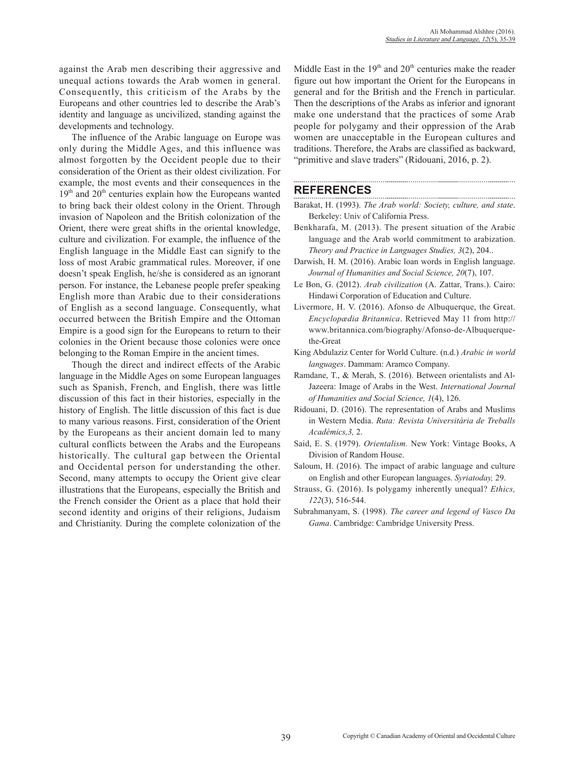against the Arab men describing their aggressive and unequal actions towards the Arab women in general. Consequently, this criticism of the Arabs by the Europeans and other countries led to describe the Arab's identity and language as uncivilized, standing against the developments and technology.

The influence of the Arabic language on Europe was only during the Middle Ages, and this influence was almost forgotten by the Occident people due to their consideration of the Orient as their oldest civilization. For example, the most events and their consequences in the 19th and 20th centuries explain how the Europeans wanted to bring back their oldest colony in the Orient. Through invasion of Napoleon and the British colonization of the Orient, there were great shifts in the oriental knowledge, culture and civilization. For example, the influence of the English language in the Middle East can signify to the loss of most Arabic grammatical rules. Moreover, if one doesn't speak English, he/she is considered as an ignorant person. For instance, the Lebanese people prefer speaking English more than Arabic due to their considerations of English as a second language. Consequently, what occurred between the British Empire and the Ottoman Empire is a good sign for the Europeans to return to their colonies in the Orient because those colonies were once belonging to the Roman Empire in the ancient times.

Though the direct and indirect effects of the Arabic language in the Middle Ages on some European languages such as Spanish, French, and English, there was little discussion of this fact in their histories, especially in the history of English. The little discussion of this fact is due to many various reasons. First, consideration of the Orient by the Europeans as their ancient domain led to many cultural conflicts between the Arabs and the Europeans historically. The cultural gap between the Oriental and Occidental person for understanding the other. Second, many attempts to occupy the Orient give clear illustrations that the Europeans, especially the British and the French consider the Orient as a place that hold their second identity and origins of their religions, Judaism and Christianity. During the complete colonization of the Middle East in the 19th and 20th centuries make the reader figure out how important the Orient for the Europeans in general and for the British and the French in particular. Then the descriptions of the Arabs as inferior and ignorant make one understand that the practices of some Arab people for polygamy and their oppression of the Arab women are unacceptable in the European cultures and traditions. Therefore, the Arabs are classified as backward, "primitive and slave traders" (Ridouani, 2016, p. 2).

## REFERENCES

Barakat, H. (1993). *The Arab world: Society, culture, and state*. Berkeley: Univ of California Press.

Benkharafa, M. (2013). The present situation of the Arabic language and the Arab world commitment to arabization. *Theory and Practice in Languages Studies, 3*(2), 204..

Darwish, H. M. (2016). Arabic loan words in English language. *Journal of Humanities and Social Science, 20*(7), 107.

Le Bon, G. (2012). *Arab civilization* (A. Zattar, Trans.). Cairo: Hindawi Corporation of Education and Culture.

Livermore, H. V. (2016). Afonso de Albuquerque, the Great. *Encyclopædia Britannica*. Retrieved May 11 from http://www.britannica.com/biography/Afonso-de-Albuquerque-the-Great

King Abdulaziz Center for World Culture. (n.d.) *Arabic in world languages*. Dammam: Aramco Company.

Ramdane, T., & Merah, S. (2016). Between orientalists and Al-Jazeera: Image of Arabs in the West. *International Journal of Humanities and Social Science, 1*(4), 126.

Ridouani, D. (2016). The representation of Arabs and Muslims in Western Media. *Ruta: Revista Universitària de Treballs Acadèmics,3,* 2.

Said, E. S. (1979). *Orientalism.* New York: Vintage Books, A Division of Random House.

Saloum, H. (2016). The impact of arabic language and culture on English and other European languages. *Syriatoday,* 29.

Strauss, G. (2016). Is polygamy inherently unequal? *Ethics, 122*(3), 516-544.

Subrahmanyam, S. (1998). *The career and legend of Vasco Da Gama*. Cambridge: Cambridge University Press.